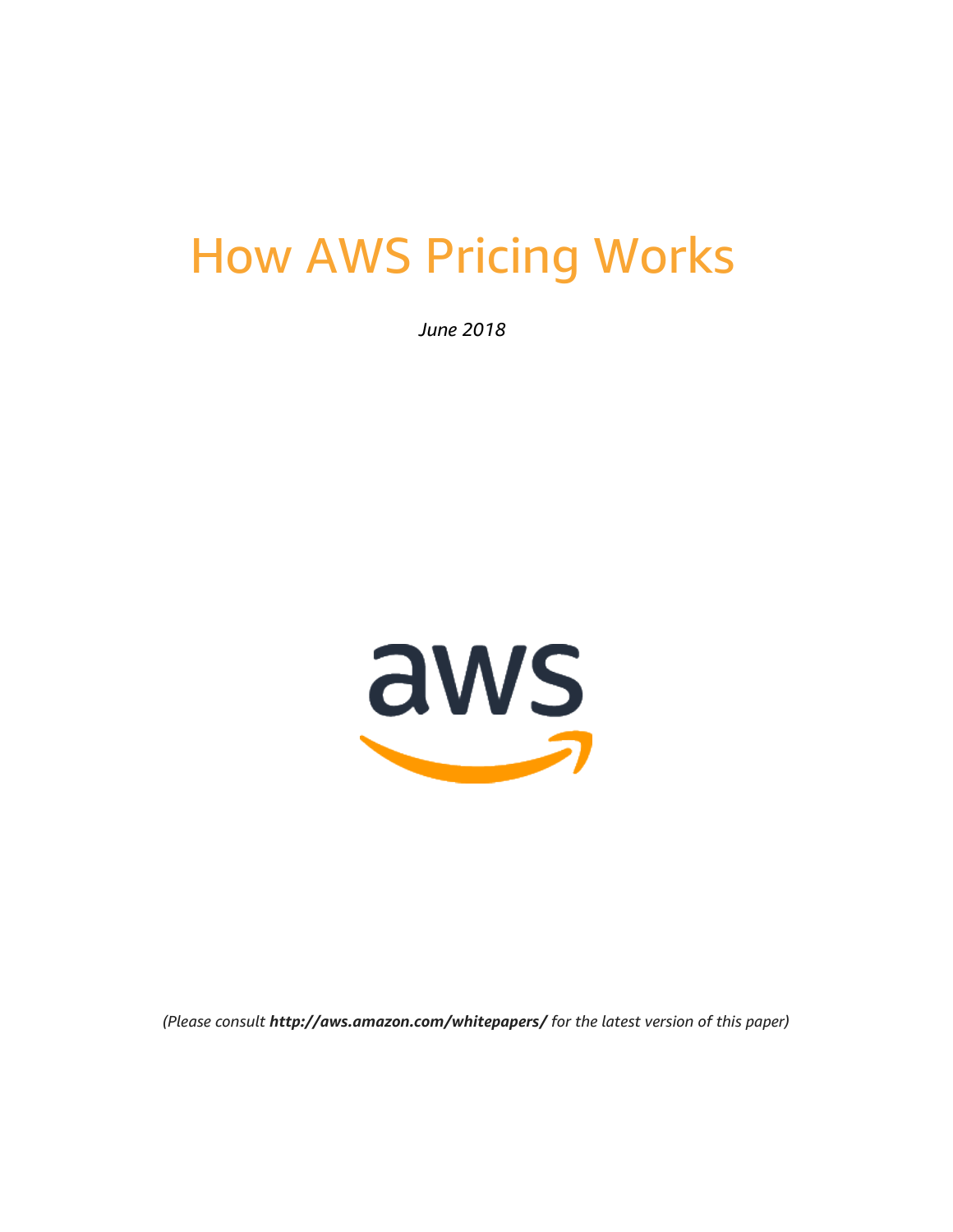# How AWS Pricing Works

*June 2018*

*(Please consult **http://aws.amazon.com/whitepapers/** for the latest version of this paper)*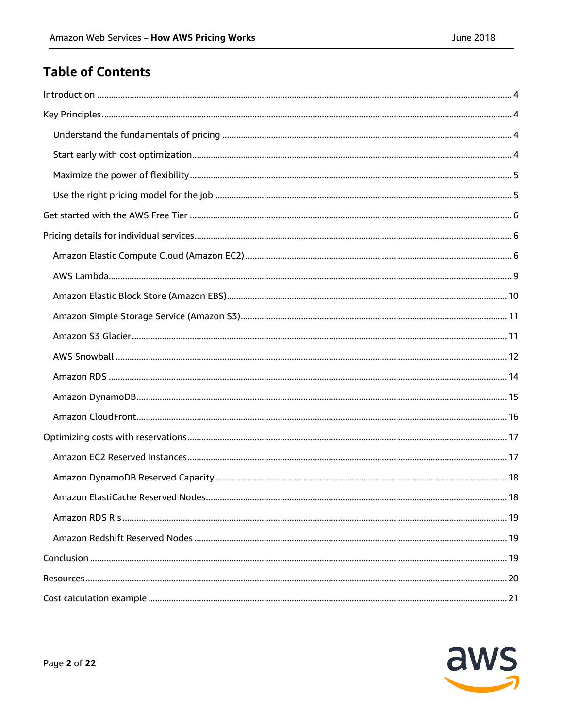# Table of Contents

- Introduction ..... 4
- Key Principles ..... 4
  - Understand the fundamentals of pricing ..... 4
  - Start early with cost optimization ..... 4
  - Maximize the power of flexibility ..... 5
  - Use the right pricing model for the job ..... 5
- Get started with the AWS Free Tier ..... 6
- Pricing details for individual services ..... 6
  - Amazon Elastic Compute Cloud (Amazon EC2) ..... 6
  - AWS Lambda ..... 9
  - Amazon Elastic Block Store (Amazon EBS) ..... 10
  - Amazon Simple Storage Service (Amazon S3) ..... 11
  - Amazon S3 Glacier ..... 11
  - AWS Snowball ..... 12
  - Amazon RDS ..... 14
  - Amazon DynamoDB ..... 15
  - Amazon CloudFront ..... 16
- Optimizing costs with reservations ..... 17
  - Amazon EC2 Reserved Instances ..... 17
  - Amazon DynamoDB Reserved Capacity ..... 18
  - Amazon ElastiCache Reserved Nodes ..... 18
  - Amazon RDS RIs ..... 19
  - Amazon Redshift Reserved Nodes ..... 19
- Conclusion ..... 19
- Resources ..... 20
- Cost calculation example ..... 21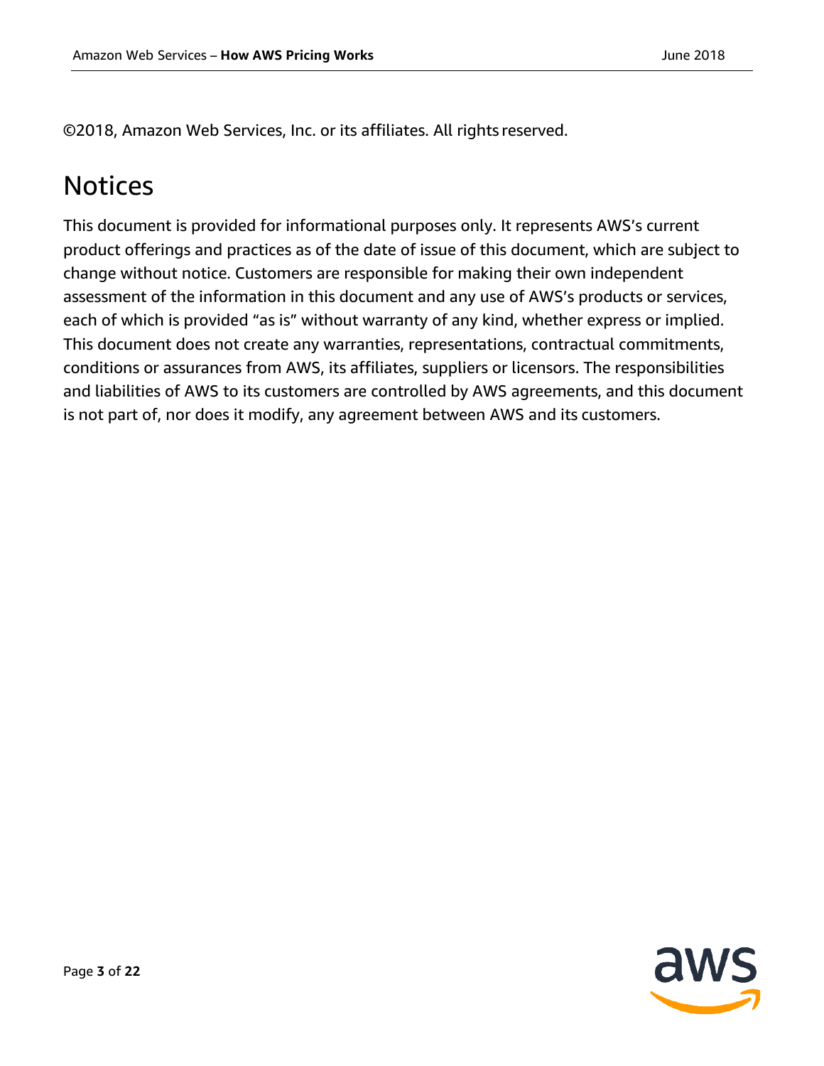©2018, Amazon Web Services, Inc. or its affiliates. All rights reserved.

# Notices

This document is provided for informational purposes only. It represents AWS's current product offerings and practices as of the date of issue of this document, which are subject to change without notice. Customers are responsible for making their own independent assessment of the information in this document and any use of AWS's products or services, each of which is provided "as is" without warranty of any kind, whether express or implied. This document does not create any warranties, representations, contractual commitments, conditions or assurances from AWS, its affiliates, suppliers or licensors. The responsibilities and liabilities of AWS to its customers are controlled by AWS agreements, and this document is not part of, nor does it modify, any agreement between AWS and its customers.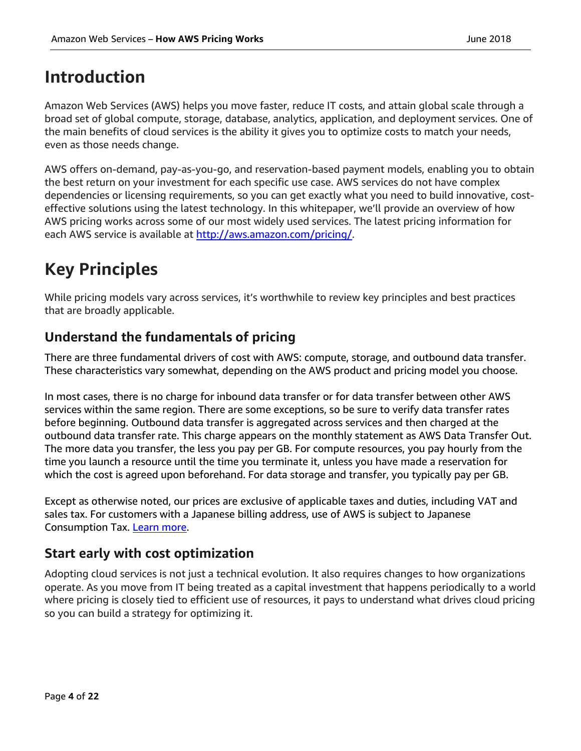# Introduction

Amazon Web Services (AWS) helps you move faster, reduce IT costs, and attain global scale through a broad set of global compute, storage, database, analytics, application, and deployment services. One of the main benefits of cloud services is the ability it gives you to optimize costs to match your needs, even as those needs change.

AWS offers on-demand, pay-as-you-go, and reservation-based payment models, enabling you to obtain the best return on your investment for each specific use case. AWS services do not have complex dependencies or licensing requirements, so you can get exactly what you need to build innovative, cost-effective solutions using the latest technology. In this whitepaper, we'll provide an overview of how AWS pricing works across some of our most widely used services. The latest pricing information for each AWS service is available at [http://aws.amazon.com/pricing/](http://aws.amazon.com/pricing/).

# Key Principles

While pricing models vary across services, it's worthwhile to review key principles and best practices that are broadly applicable.

## Understand the fundamentals of pricing

There are three fundamental drivers of cost with AWS: compute, storage, and outbound data transfer. These characteristics vary somewhat, depending on the AWS product and pricing model you choose.

In most cases, there is no charge for inbound data transfer or for data transfer between other AWS services within the same region. There are some exceptions, so be sure to verify data transfer rates before beginning. Outbound data transfer is aggregated across services and then charged at the outbound data transfer rate. This charge appears on the monthly statement as AWS Data Transfer Out. The more data you transfer, the less you pay per GB. For compute resources, you pay hourly from the time you launch a resource until the time you terminate it, unless you have made a reservation for which the cost is agreed upon beforehand. For data storage and transfer, you typically pay per GB.

Except as otherwise noted, our prices are exclusive of applicable taxes and duties, including VAT and sales tax. For customers with a Japanese billing address, use of AWS is subject to Japanese Consumption Tax. Learn more.

## Start early with cost optimization

Adopting cloud services is not just a technical evolution. It also requires changes to how organizations operate. As you move from IT being treated as a capital investment that happens periodically to a world where pricing is closely tied to efficient use of resources, it pays to understand what drives cloud pricing so you can build a strategy for optimizing it.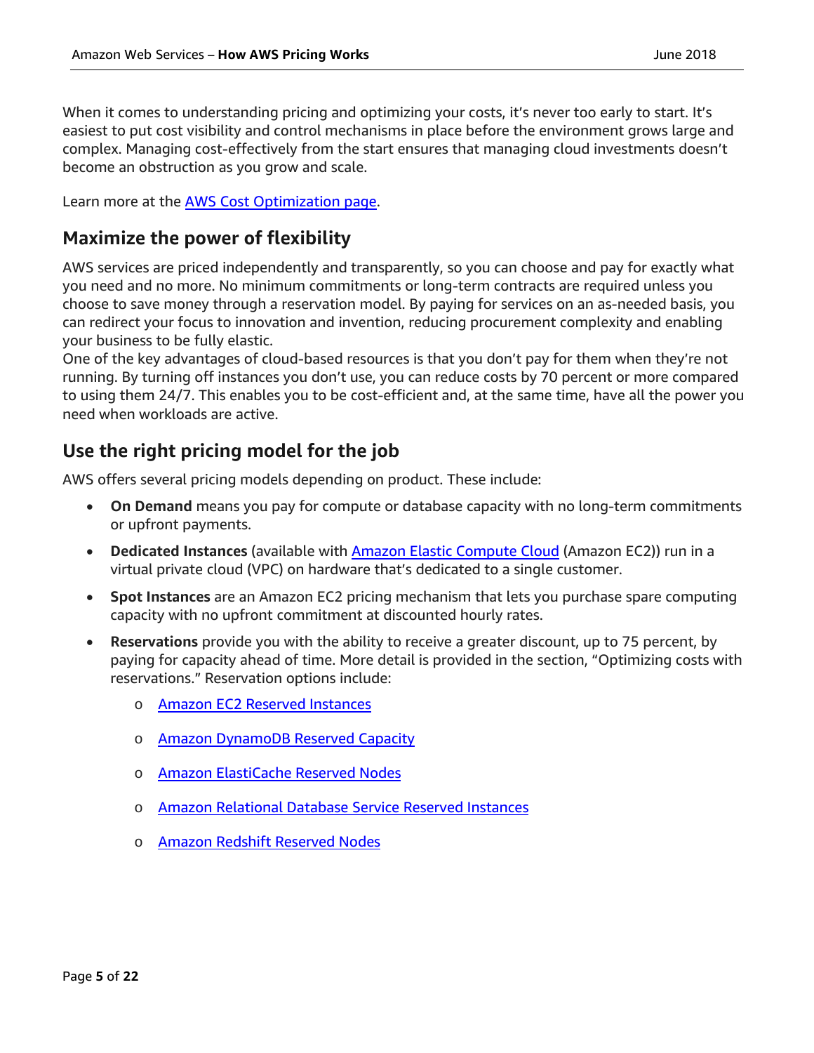When it comes to understanding pricing and optimizing your costs, it's never too early to start. It's easiest to put cost visibility and control mechanisms in place before the environment grows large and complex. Managing cost-effectively from the start ensures that managing cloud investments doesn't become an obstruction as you grow and scale.

Learn more at the AWS Cost Optimization page.

## Maximize the power of flexibility

AWS services are priced independently and transparently, so you can choose and pay for exactly what you need and no more. No minimum commitments or long-term contracts are required unless you choose to save money through a reservation model. By paying for services on an as-needed basis, you can redirect your focus to innovation and invention, reducing procurement complexity and enabling your business to be fully elastic.
One of the key advantages of cloud-based resources is that you don't pay for them when they're not running. By turning off instances you don't use, you can reduce costs by 70 percent or more compared to using them 24/7. This enables you to be cost-efficient and, at the same time, have all the power you need when workloads are active.

## Use the right pricing model for the job

AWS offers several pricing models depending on product. These include:

- **On Demand** means you pay for compute or database capacity with no long-term commitments or upfront payments.
- **Dedicated Instances** (available with Amazon Elastic Compute Cloud (Amazon EC2)) run in a virtual private cloud (VPC) on hardware that's dedicated to a single customer.
- **Spot Instances** are an Amazon EC2 pricing mechanism that lets you purchase spare computing capacity with no upfront commitment at discounted hourly rates.
- **Reservations** provide you with the ability to receive a greater discount, up to 75 percent, by paying for capacity ahead of time. More detail is provided in the section, "Optimizing costs with reservations." Reservation options include:
  - Amazon EC2 Reserved Instances
  - Amazon DynamoDB Reserved Capacity
  - Amazon ElastiCache Reserved Nodes
  - Amazon Relational Database Service Reserved Instances
  - Amazon Redshift Reserved Nodes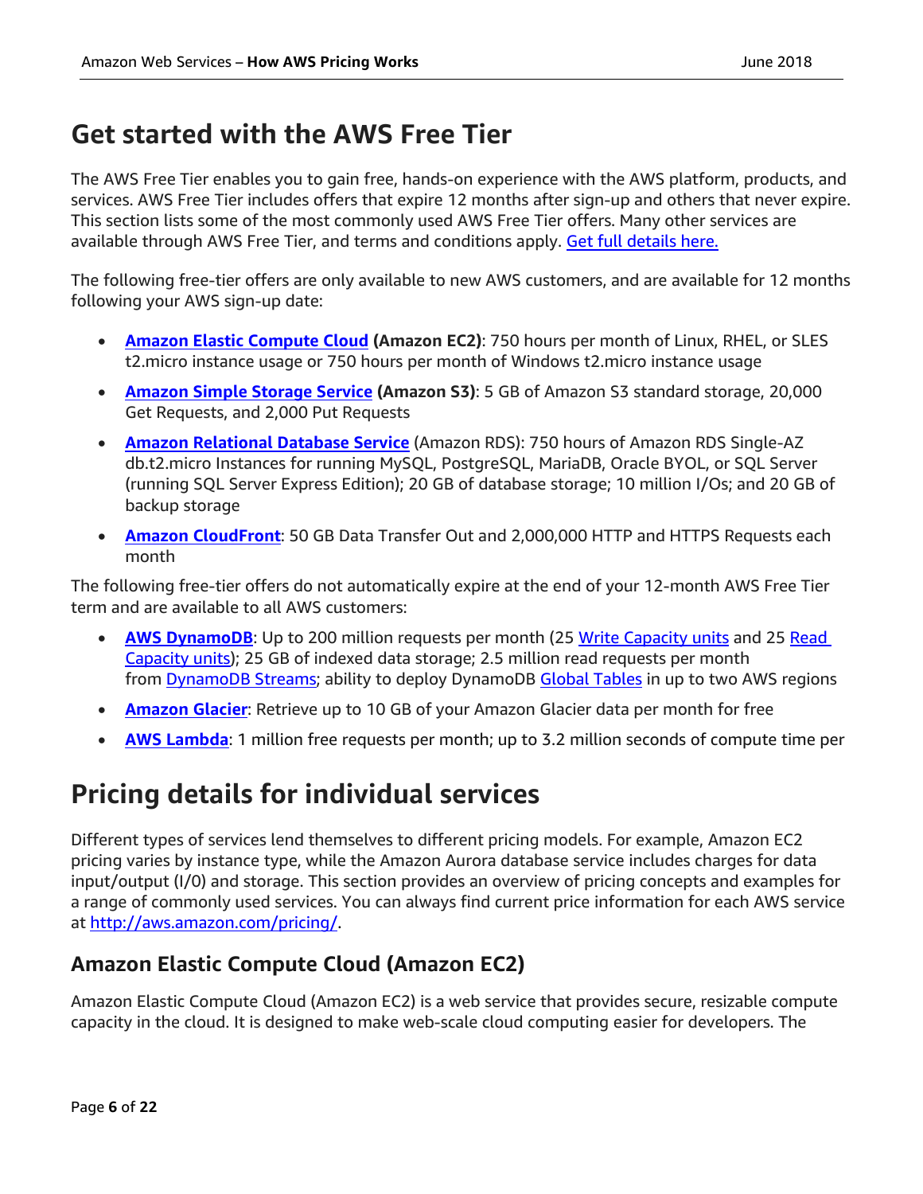# Get started with the AWS Free Tier

The AWS Free Tier enables you to gain free, hands-on experience with the AWS platform, products, and services. AWS Free Tier includes offers that expire 12 months after sign-up and others that never expire. This section lists some of the most commonly used AWS Free Tier offers. Many other services are available through AWS Free Tier, and terms and conditions apply. [Get full details here.]()

The following free-tier offers are only available to new AWS customers, and are available for 12 months following your AWS sign-up date:

- **[Amazon Elastic Compute Cloud]() (Amazon EC2)**: 750 hours per month of Linux, RHEL, or SLES t2.micro instance usage or 750 hours per month of Windows t2.micro instance usage
- **[Amazon Simple Storage Service]() (Amazon S3)**: 5 GB of Amazon S3 standard storage, 20,000 Get Requests, and 2,000 Put Requests
- **[Amazon Relational Database Service]()** (Amazon RDS): 750 hours of Amazon RDS Single-AZ db.t2.micro Instances for running MySQL, PostgreSQL, MariaDB, Oracle BYOL, or SQL Server (running SQL Server Express Edition); 20 GB of database storage; 10 million I/Os; and 20 GB of backup storage
- **[Amazon CloudFront]()**: 50 GB Data Transfer Out and 2,000,000 HTTP and HTTPS Requests each month

The following free-tier offers do not automatically expire at the end of your 12-month AWS Free Tier term and are available to all AWS customers:

- **[AWS DynamoDB]()**: Up to 200 million requests per month (25 [Write Capacity units]() and 25 [Read Capacity units]()); 25 GB of indexed data storage; 2.5 million read requests per month from [DynamoDB Streams](); ability to deploy DynamoDB [Global Tables]() in up to two AWS regions
- **[Amazon Glacier]()**: Retrieve up to 10 GB of your Amazon Glacier data per month for free
- **[AWS Lambda]()**: 1 million free requests per month; up to 3.2 million seconds of compute time per

# Pricing details for individual services

Different types of services lend themselves to different pricing models. For example, Amazon EC2 pricing varies by instance type, while the Amazon Aurora database service includes charges for data input/output (I/0) and storage. This section provides an overview of pricing concepts and examples for a range of commonly used services. You can always find current price information for each AWS service at [http://aws.amazon.com/pricing/](http://aws.amazon.com/pricing/).

## Amazon Elastic Compute Cloud (Amazon EC2)

Amazon Elastic Compute Cloud (Amazon EC2) is a web service that provides secure, resizable compute capacity in the cloud. It is designed to make web-scale cloud computing easier for developers. The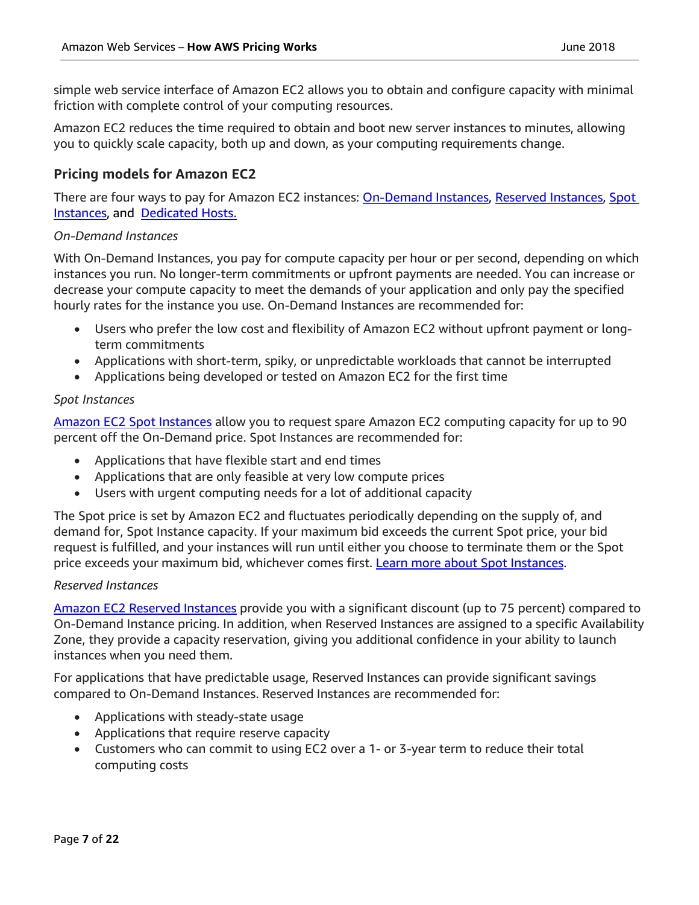simple web service interface of Amazon EC2 allows you to obtain and configure capacity with minimal friction with complete control of your computing resources.

Amazon EC2 reduces the time required to obtain and boot new server instances to minutes, allowing you to quickly scale capacity, both up and down, as your computing requirements change.

### Pricing models for Amazon EC2

There are four ways to pay for Amazon EC2 instances: On-Demand Instances, Reserved Instances, Spot Instances, and Dedicated Hosts.

*On-Demand Instances*

With On-Demand Instances, you pay for compute capacity per hour or per second, depending on which instances you run. No longer-term commitments or upfront payments are needed. You can increase or decrease your compute capacity to meet the demands of your application and only pay the specified hourly rates for the instance you use. On-Demand Instances are recommended for:

- Users who prefer the low cost and flexibility of Amazon EC2 without upfront payment or long-term commitments
- Applications with short-term, spiky, or unpredictable workloads that cannot be interrupted
- Applications being developed or tested on Amazon EC2 for the first time

*Spot Instances*

Amazon EC2 Spot Instances allow you to request spare Amazon EC2 computing capacity for up to 90 percent off the On-Demand price. Spot Instances are recommended for:

- Applications that have flexible start and end times
- Applications that are only feasible at very low compute prices
- Users with urgent computing needs for a lot of additional capacity

The Spot price is set by Amazon EC2 and fluctuates periodically depending on the supply of, and demand for, Spot Instance capacity. If your maximum bid exceeds the current Spot price, your bid request is fulfilled, and your instances will run until either you choose to terminate them or the Spot price exceeds your maximum bid, whichever comes first. Learn more about Spot Instances.

*Reserved Instances*

Amazon EC2 Reserved Instances provide you with a significant discount (up to 75 percent) compared to On-Demand Instance pricing. In addition, when Reserved Instances are assigned to a specific Availability Zone, they provide a capacity reservation, giving you additional confidence in your ability to launch instances when you need them.

For applications that have predictable usage, Reserved Instances can provide significant savings compared to On-Demand Instances. Reserved Instances are recommended for:

- Applications with steady-state usage
- Applications that require reserve capacity
- Customers who can commit to using EC2 over a 1- or 3-year term to reduce their total computing costs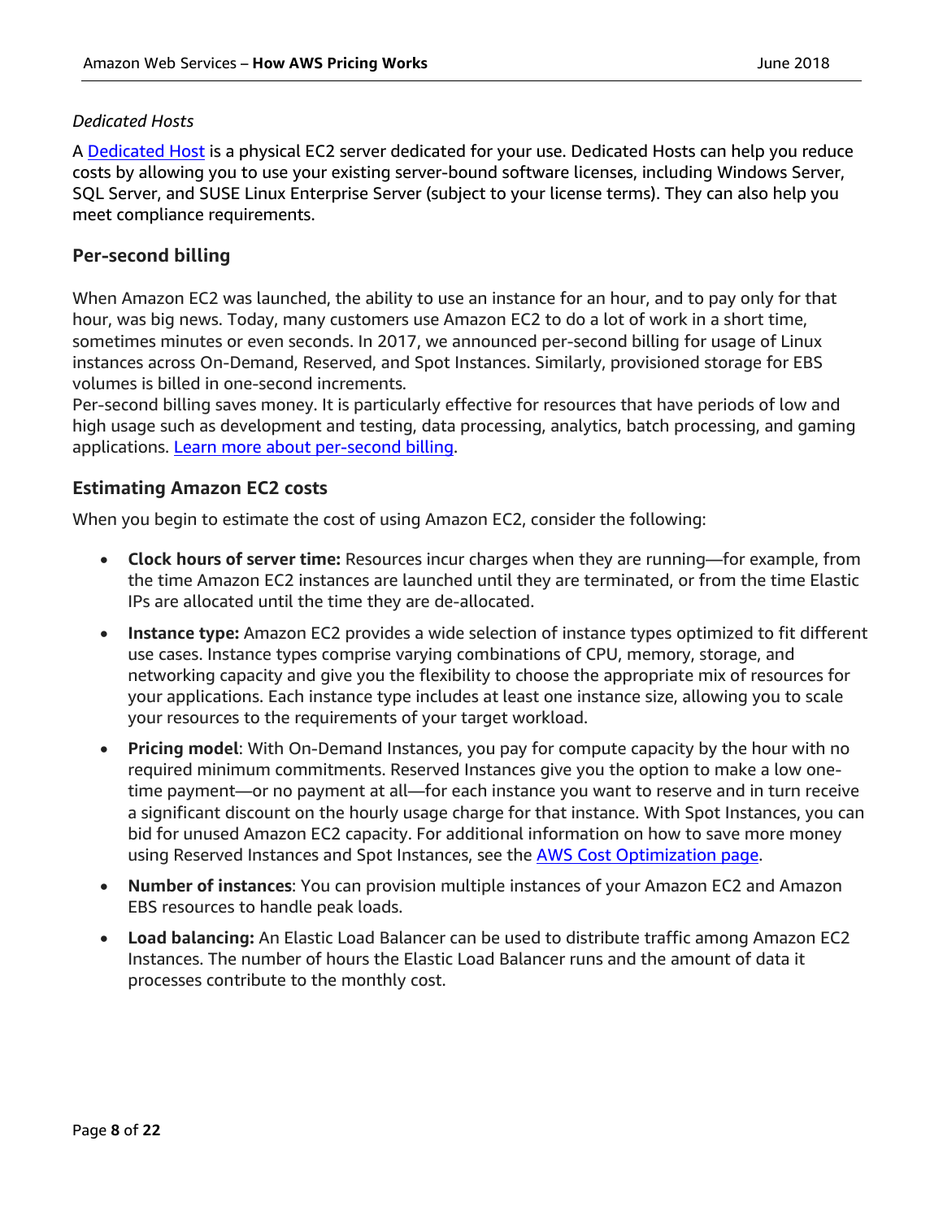*Dedicated Hosts*

A [Dedicated Host](#) is a physical EC2 server dedicated for your use. Dedicated Hosts can help you reduce costs by allowing you to use your existing server-bound software licenses, including Windows Server, SQL Server, and SUSE Linux Enterprise Server (subject to your license terms). They can also help you meet compliance requirements.

### Per-second billing

When Amazon EC2 was launched, the ability to use an instance for an hour, and to pay only for that hour, was big news. Today, many customers use Amazon EC2 to do a lot of work in a short time, sometimes minutes or even seconds. In 2017, we announced per-second billing for usage of Linux instances across On-Demand, Reserved, and Spot Instances. Similarly, provisioned storage for EBS volumes is billed in one-second increments.

Per-second billing saves money. It is particularly effective for resources that have periods of low and high usage such as development and testing, data processing, analytics, batch processing, and gaming applications. [Learn more about per-second billing](#).

### Estimating Amazon EC2 costs

When you begin to estimate the cost of using Amazon EC2, consider the following:

- **Clock hours of server time:** Resources incur charges when they are running—for example, from the time Amazon EC2 instances are launched until they are terminated, or from the time Elastic IPs are allocated until the time they are de-allocated.
- **Instance type:** Amazon EC2 provides a wide selection of instance types optimized to fit different use cases. Instance types comprise varying combinations of CPU, memory, storage, and networking capacity and give you the flexibility to choose the appropriate mix of resources for your applications. Each instance type includes at least one instance size, allowing you to scale your resources to the requirements of your target workload.
- **Pricing model**: With On-Demand Instances, you pay for compute capacity by the hour with no required minimum commitments. Reserved Instances give you the option to make a low one-time payment—or no payment at all—for each instance you want to reserve and in turn receive a significant discount on the hourly usage charge for that instance. With Spot Instances, you can bid for unused Amazon EC2 capacity. For additional information on how to save more money using Reserved Instances and Spot Instances, see the [AWS Cost Optimization page](#).
- **Number of instances**: You can provision multiple instances of your Amazon EC2 and Amazon EBS resources to handle peak loads.
- **Load balancing:** An Elastic Load Balancer can be used to distribute traffic among Amazon EC2 Instances. The number of hours the Elastic Load Balancer runs and the amount of data it processes contribute to the monthly cost.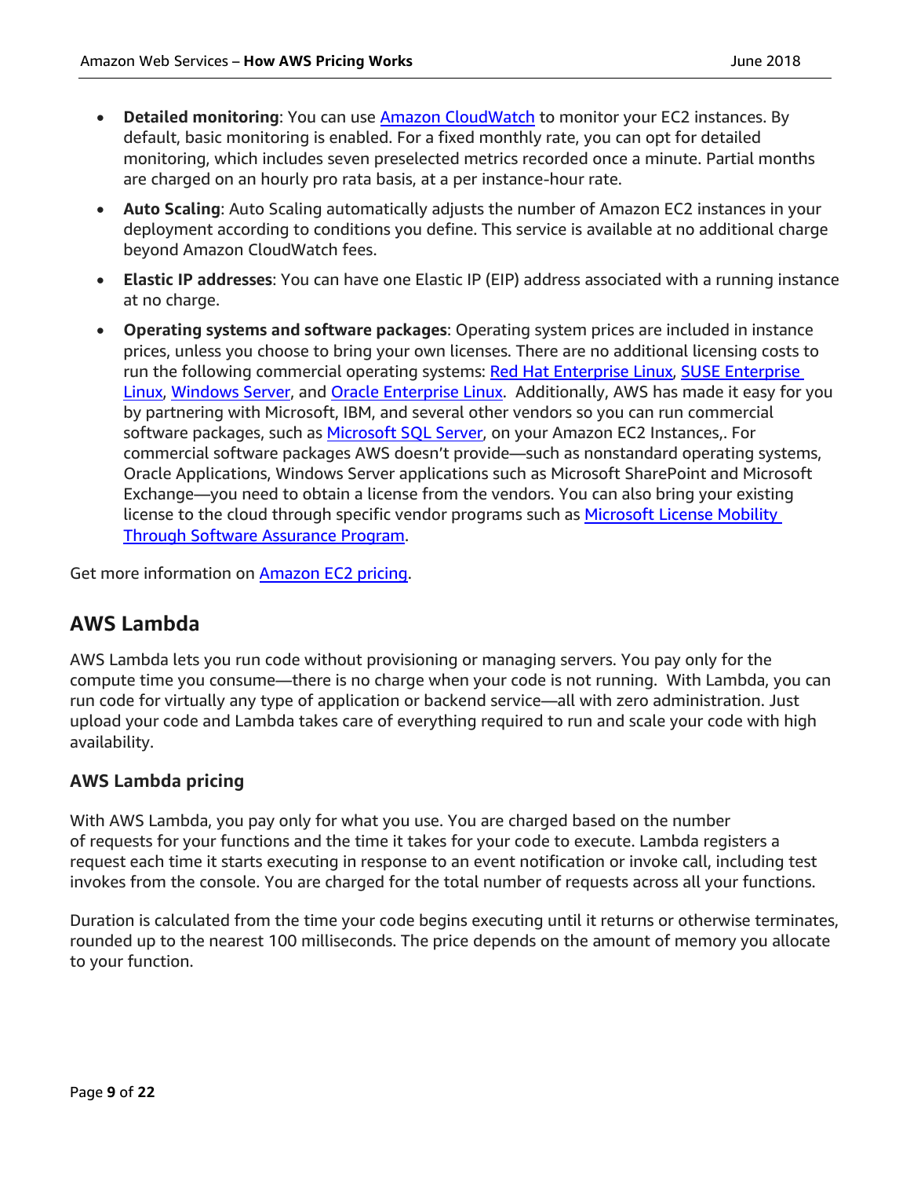- **Detailed monitoring**: You can use [Amazon CloudWatch](#) to monitor your EC2 instances. By default, basic monitoring is enabled. For a fixed monthly rate, you can opt for detailed monitoring, which includes seven preselected metrics recorded once a minute. Partial months are charged on an hourly pro rata basis, at a per instance-hour rate.
- **Auto Scaling**: Auto Scaling automatically adjusts the number of Amazon EC2 instances in your deployment according to conditions you define. This service is available at no additional charge beyond Amazon CloudWatch fees.
- **Elastic IP addresses**: You can have one Elastic IP (EIP) address associated with a running instance at no charge.
- **Operating systems and software packages**: Operating system prices are included in instance prices, unless you choose to bring your own licenses. There are no additional licensing costs to run the following commercial operating systems: [Red Hat Enterprise Linux](#), [SUSE Enterprise Linux](#), [Windows Server](#), and [Oracle Enterprise Linux](#). Additionally, AWS has made it easy for you by partnering with Microsoft, IBM, and several other vendors so you can run commercial software packages, such as [Microsoft SQL Server](#), on your Amazon EC2 Instances,. For commercial software packages AWS doesn't provide—such as nonstandard operating systems, Oracle Applications, Windows Server applications such as Microsoft SharePoint and Microsoft Exchange—you need to obtain a license from the vendors. You can also bring your existing license to the cloud through specific vendor programs such as [Microsoft License Mobility Through Software Assurance Program](#).

Get more information on [Amazon EC2 pricing](#).

## AWS Lambda

AWS Lambda lets you run code without provisioning or managing servers. You pay only for the compute time you consume—there is no charge when your code is not running. With Lambda, you can run code for virtually any type of application or backend service—all with zero administration. Just upload your code and Lambda takes care of everything required to run and scale your code with high availability.

### AWS Lambda pricing

With AWS Lambda, you pay only for what you use. You are charged based on the number of requests for your functions and the time it takes for your code to execute. Lambda registers a request each time it starts executing in response to an event notification or invoke call, including test invokes from the console. You are charged for the total number of requests across all your functions.

Duration is calculated from the time your code begins executing until it returns or otherwise terminates, rounded up to the nearest 100 milliseconds. The price depends on the amount of memory you allocate to your function.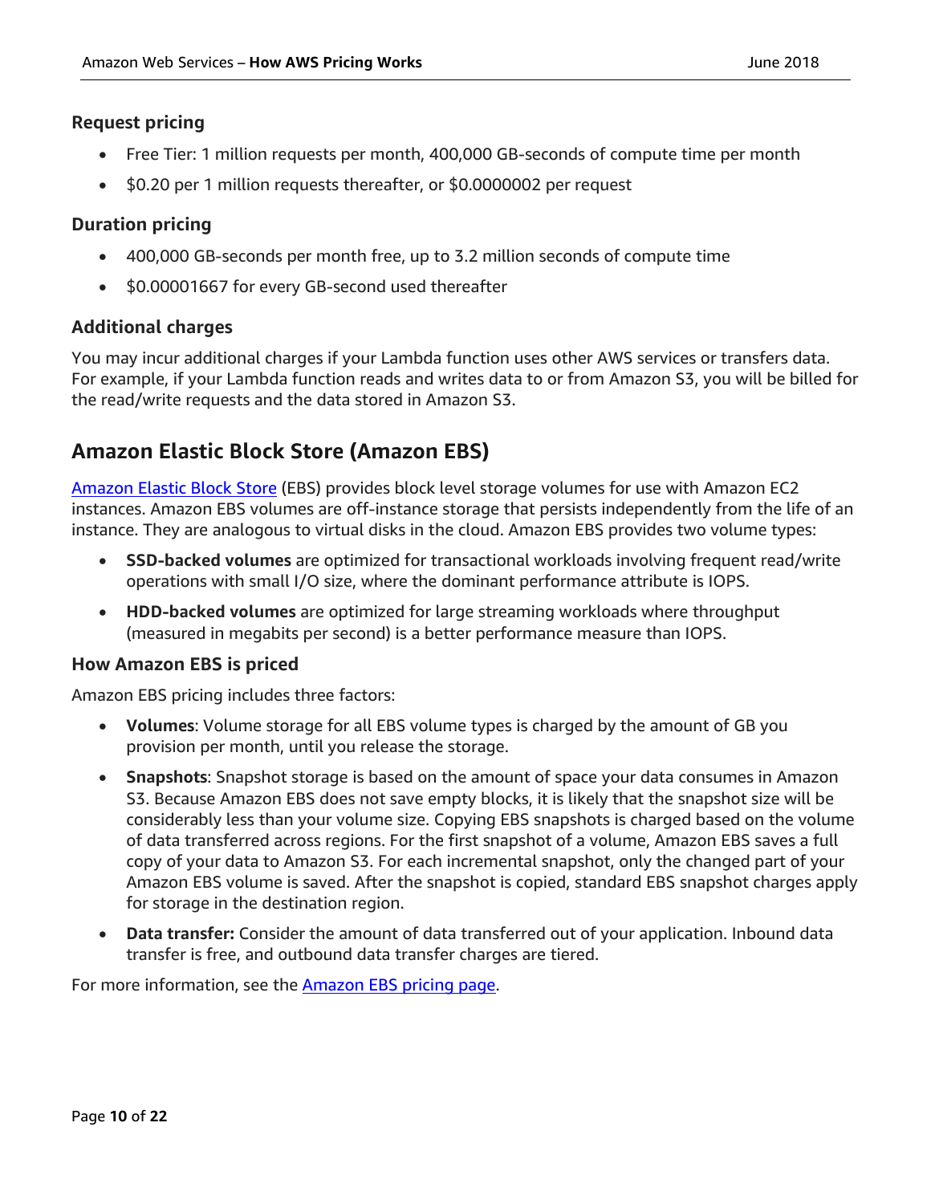### Request pricing

- Free Tier: 1 million requests per month, 400,000 GB-seconds of compute time per month
- $0.20 per 1 million requests thereafter, or $0.0000002 per request

### Duration pricing

- 400,000 GB-seconds per month free, up to 3.2 million seconds of compute time
- $0.00001667 for every GB-second used thereafter

### Additional charges

You may incur additional charges if your Lambda function uses other AWS services or transfers data. For example, if your Lambda function reads and writes data to or from Amazon S3, you will be billed for the read/write requests and the data stored in Amazon S3.

## Amazon Elastic Block Store (Amazon EBS)

Amazon Elastic Block Store (EBS) provides block level storage volumes for use with Amazon EC2 instances. Amazon EBS volumes are off-instance storage that persists independently from the life of an instance. They are analogous to virtual disks in the cloud. Amazon EBS provides two volume types:

- **SSD-backed volumes** are optimized for transactional workloads involving frequent read/write operations with small I/O size, where the dominant performance attribute is IOPS.
- **HDD-backed volumes** are optimized for large streaming workloads where throughput (measured in megabits per second) is a better performance measure than IOPS.

### How Amazon EBS is priced

Amazon EBS pricing includes three factors:

- **Volumes**: Volume storage for all EBS volume types is charged by the amount of GB you provision per month, until you release the storage.
- **Snapshots**: Snapshot storage is based on the amount of space your data consumes in Amazon S3. Because Amazon EBS does not save empty blocks, it is likely that the snapshot size will be considerably less than your volume size. Copying EBS snapshots is charged based on the volume of data transferred across regions. For the first snapshot of a volume, Amazon EBS saves a full copy of your data to Amazon S3. For each incremental snapshot, only the changed part of your Amazon EBS volume is saved. After the snapshot is copied, standard EBS snapshot charges apply for storage in the destination region.
- **Data transfer:** Consider the amount of data transferred out of your application. Inbound data transfer is free, and outbound data transfer charges are tiered.

For more information, see the Amazon EBS pricing page.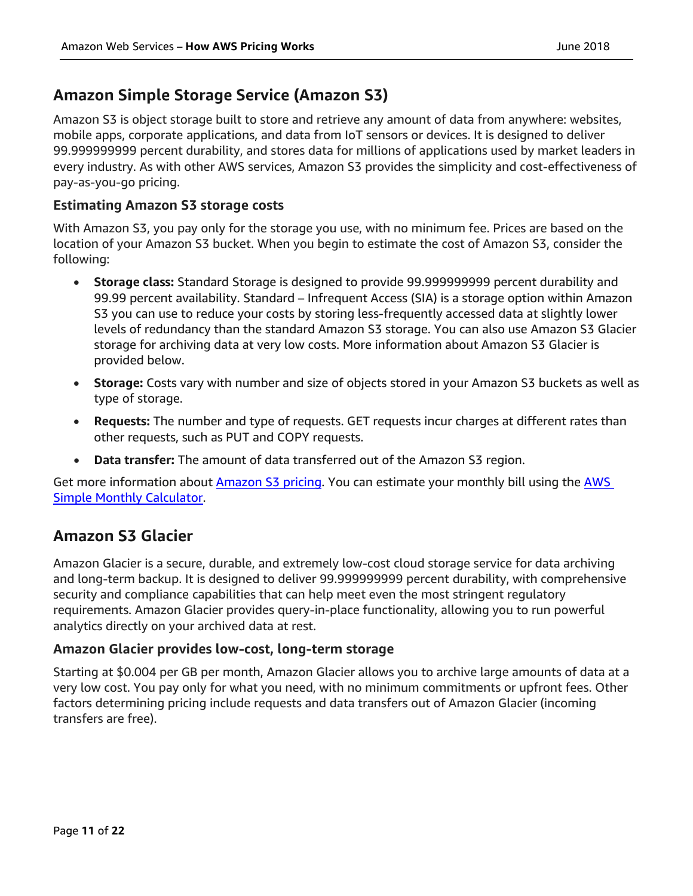## Amazon Simple Storage Service (Amazon S3)

Amazon S3 is object storage built to store and retrieve any amount of data from anywhere: websites, mobile apps, corporate applications, and data from IoT sensors or devices. It is designed to deliver 99.999999999 percent durability, and stores data for millions of applications used by market leaders in every industry. As with other AWS services, Amazon S3 provides the simplicity and cost-effectiveness of pay-as-you-go pricing.

### Estimating Amazon S3 storage costs

With Amazon S3, you pay only for the storage you use, with no minimum fee. Prices are based on the location of your Amazon S3 bucket. When you begin to estimate the cost of Amazon S3, consider the following:

- **Storage class:** Standard Storage is designed to provide 99.999999999 percent durability and 99.99 percent availability. Standard – Infrequent Access (SIA) is a storage option within Amazon S3 you can use to reduce your costs by storing less-frequently accessed data at slightly lower levels of redundancy than the standard Amazon S3 storage. You can also use Amazon S3 Glacier storage for archiving data at very low costs. More information about Amazon S3 Glacier is provided below.
- **Storage:** Costs vary with number and size of objects stored in your Amazon S3 buckets as well as type of storage.
- **Requests:** The number and type of requests. GET requests incur charges at different rates than other requests, such as PUT and COPY requests.
- **Data transfer:** The amount of data transferred out of the Amazon S3 region.

Get more information about Amazon S3 pricing. You can estimate your monthly bill using the AWS Simple Monthly Calculator.

## Amazon S3 Glacier

Amazon Glacier is a secure, durable, and extremely low-cost cloud storage service for data archiving and long-term backup. It is designed to deliver 99.999999999 percent durability, with comprehensive security and compliance capabilities that can help meet even the most stringent regulatory requirements. Amazon Glacier provides query-in-place functionality, allowing you to run powerful analytics directly on your archived data at rest.

### Amazon Glacier provides low-cost, long-term storage

Starting at $0.004 per GB per month, Amazon Glacier allows you to archive large amounts of data at a very low cost. You pay only for what you need, with no minimum commitments or upfront fees. Other factors determining pricing include requests and data transfers out of Amazon Glacier (incoming transfers are free).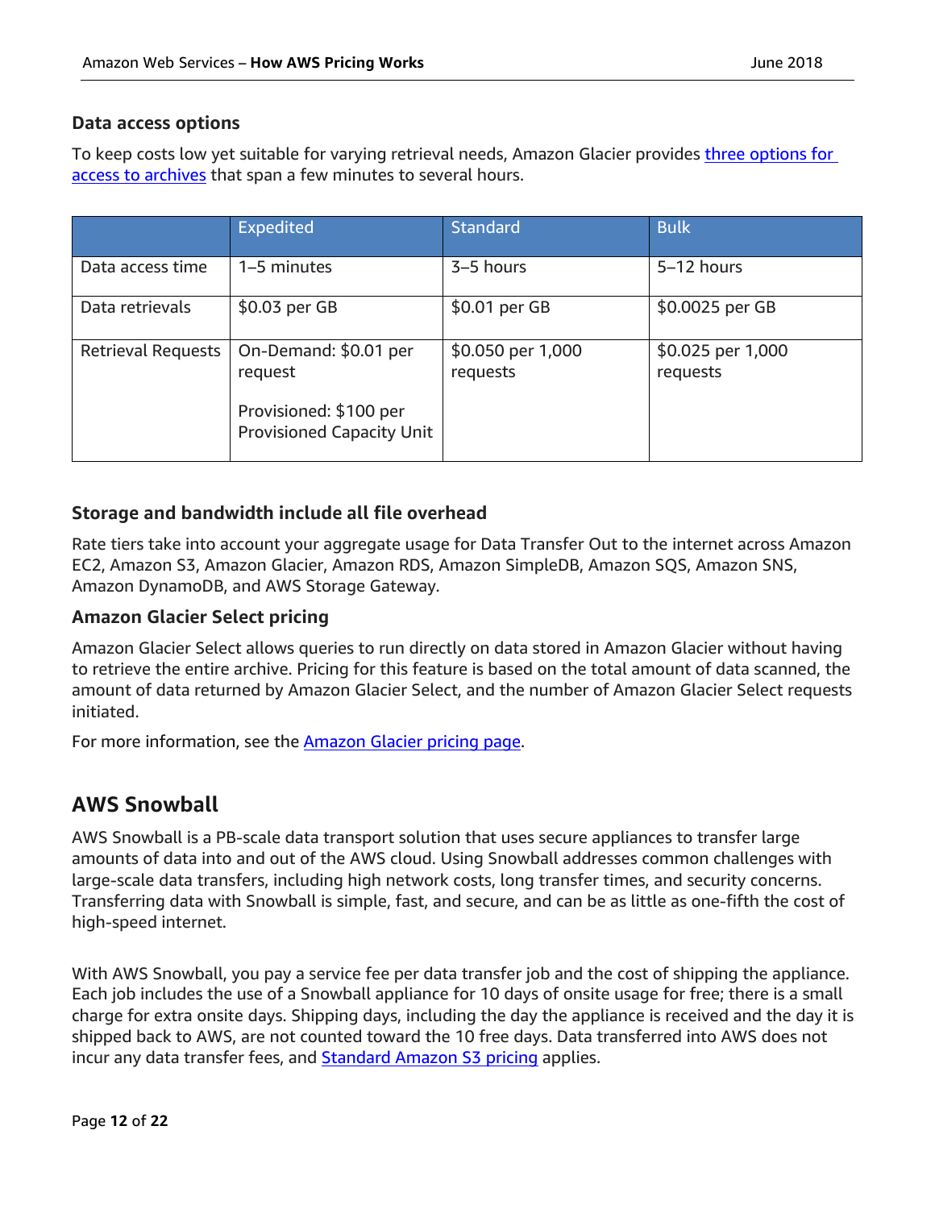### Data access options

To keep costs low yet suitable for varying retrieval needs, Amazon Glacier provides three options for access to archives that span a few minutes to several hours.

| | Expedited | Standard | Bulk |
| --- | --- | --- | --- |
| Data access time | 1–5 minutes | 3–5 hours | 5–12 hours |
| Data retrievals | $0.03 per GB | $0.01 per GB | $0.0025 per GB |
| Retrieval Requests | On-Demand: $0.01 per request<br><br>Provisioned: $100 per Provisioned Capacity Unit | $0.050 per 1,000 requests | $0.025 per 1,000 requests |

### Storage and bandwidth include all file overhead

Rate tiers take into account your aggregate usage for Data Transfer Out to the internet across Amazon EC2, Amazon S3, Amazon Glacier, Amazon RDS, Amazon SimpleDB, Amazon SQS, Amazon SNS, Amazon DynamoDB, and AWS Storage Gateway.

### Amazon Glacier Select pricing

Amazon Glacier Select allows queries to run directly on data stored in Amazon Glacier without having to retrieve the entire archive. Pricing for this feature is based on the total amount of data scanned, the amount of data returned by Amazon Glacier Select, and the number of Amazon Glacier Select requests initiated.

For more information, see the Amazon Glacier pricing page.

## AWS Snowball

AWS Snowball is a PB-scale data transport solution that uses secure appliances to transfer large amounts of data into and out of the AWS cloud. Using Snowball addresses common challenges with large-scale data transfers, including high network costs, long transfer times, and security concerns. Transferring data with Snowball is simple, fast, and secure, and can be as little as one-fifth the cost of high-speed internet.

With AWS Snowball, you pay a service fee per data transfer job and the cost of shipping the appliance. Each job includes the use of a Snowball appliance for 10 days of onsite usage for free; there is a small charge for extra onsite days. Shipping days, including the day the appliance is received and the day it is shipped back to AWS, are not counted toward the 10 free days. Data transferred into AWS does not incur any data transfer fees, and Standard Amazon S3 pricing applies.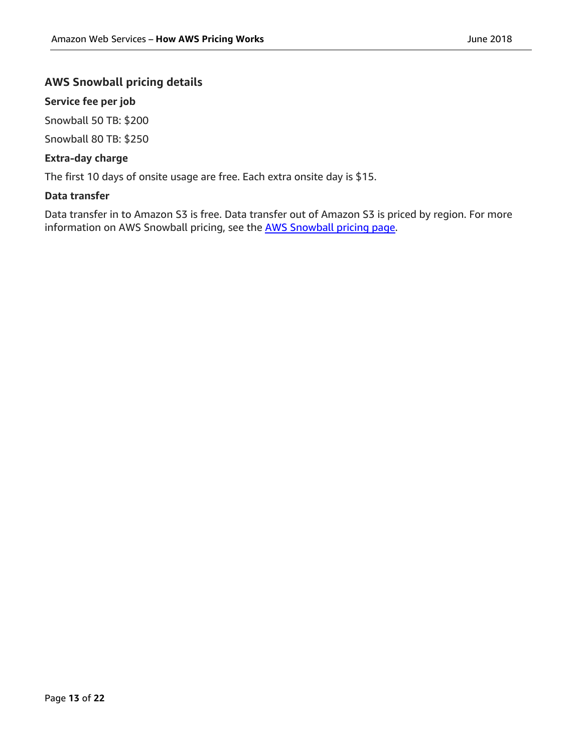### AWS Snowball pricing details

#### Service fee per job

Snowball 50 TB: $200

Snowball 80 TB: $250

#### Extra-day charge

The first 10 days of onsite usage are free. Each extra onsite day is $15.

#### Data transfer

Data transfer in to Amazon S3 is free. Data transfer out of Amazon S3 is priced by region. For more information on AWS Snowball pricing, see the [AWS Snowball pricing page](https://aws.amazon.com/snowball/pricing/).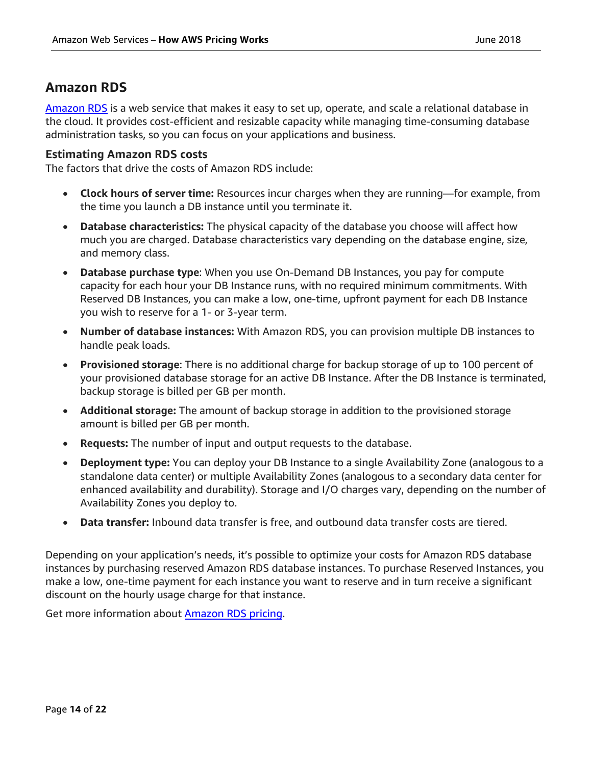## Amazon RDS

Amazon RDS is a web service that makes it easy to set up, operate, and scale a relational database in the cloud. It provides cost-efficient and resizable capacity while managing time-consuming database administration tasks, so you can focus on your applications and business.

### Estimating Amazon RDS costs

The factors that drive the costs of Amazon RDS include:

- **Clock hours of server time:** Resources incur charges when they are running—for example, from the time you launch a DB instance until you terminate it.
- **Database characteristics:** The physical capacity of the database you choose will affect how much you are charged. Database characteristics vary depending on the database engine, size, and memory class.
- **Database purchase type**: When you use On-Demand DB Instances, you pay for compute capacity for each hour your DB Instance runs, with no required minimum commitments. With Reserved DB Instances, you can make a low, one-time, upfront payment for each DB Instance you wish to reserve for a 1- or 3-year term.
- **Number of database instances:** With Amazon RDS, you can provision multiple DB instances to handle peak loads.
- **Provisioned storage**: There is no additional charge for backup storage of up to 100 percent of your provisioned database storage for an active DB Instance. After the DB Instance is terminated, backup storage is billed per GB per month.
- **Additional storage:** The amount of backup storage in addition to the provisioned storage amount is billed per GB per month.
- **Requests:** The number of input and output requests to the database.
- **Deployment type:** You can deploy your DB Instance to a single Availability Zone (analogous to a standalone data center) or multiple Availability Zones (analogous to a secondary data center for enhanced availability and durability). Storage and I/O charges vary, depending on the number of Availability Zones you deploy to.
- **Data transfer:** Inbound data transfer is free, and outbound data transfer costs are tiered.

Depending on your application's needs, it's possible to optimize your costs for Amazon RDS database instances by purchasing reserved Amazon RDS database instances. To purchase Reserved Instances, you make a low, one-time payment for each instance you want to reserve and in turn receive a significant discount on the hourly usage charge for that instance.

Get more information about Amazon RDS pricing.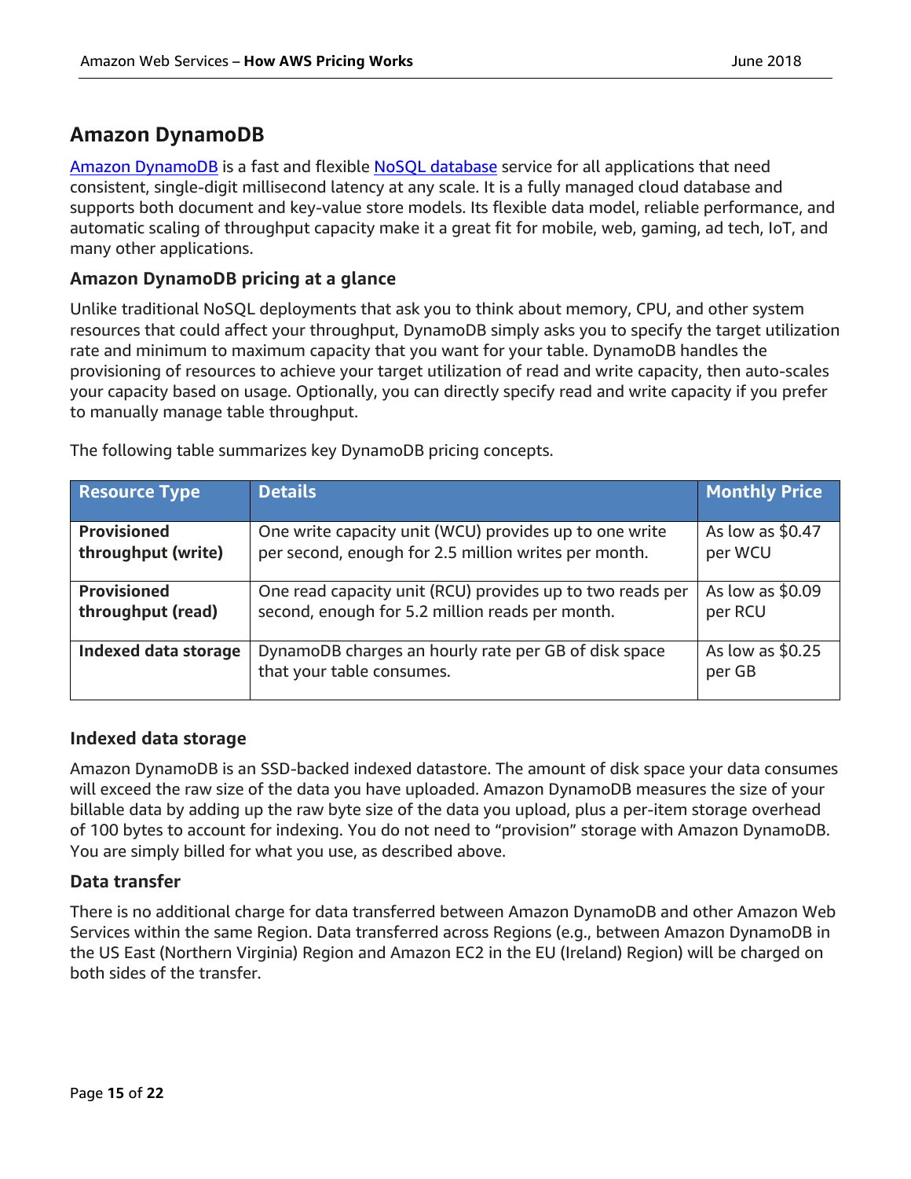## Amazon DynamoDB

Amazon DynamoDB is a fast and flexible NoSQL database service for all applications that need consistent, single-digit millisecond latency at any scale. It is a fully managed cloud database and supports both document and key-value store models. Its flexible data model, reliable performance, and automatic scaling of throughput capacity make it a great fit for mobile, web, gaming, ad tech, IoT, and many other applications.

### Amazon DynamoDB pricing at a glance

Unlike traditional NoSQL deployments that ask you to think about memory, CPU, and other system resources that could affect your throughput, DynamoDB simply asks you to specify the target utilization rate and minimum to maximum capacity that you want for your table. DynamoDB handles the provisioning of resources to achieve your target utilization of read and write capacity, then auto-scales your capacity based on usage. Optionally, you can directly specify read and write capacity if you prefer to manually manage table throughput.

The following table summarizes key DynamoDB pricing concepts.

| Resource Type | Details | Monthly Price |
| --- | --- | --- |
| **Provisioned throughput (write)** | One write capacity unit (WCU) provides up to one write per second, enough for 2.5 million writes per month. | As low as $0.47 per WCU |
| **Provisioned throughput (read)** | One read capacity unit (RCU) provides up to two reads per second, enough for 5.2 million reads per month. | As low as $0.09 per RCU |
| **Indexed data storage** | DynamoDB charges an hourly rate per GB of disk space that your table consumes. | As low as $0.25 per GB |

### Indexed data storage

Amazon DynamoDB is an SSD-backed indexed datastore. The amount of disk space your data consumes will exceed the raw size of the data you have uploaded. Amazon DynamoDB measures the size of your billable data by adding up the raw byte size of the data you upload, plus a per-item storage overhead of 100 bytes to account for indexing. You do not need to "provision" storage with Amazon DynamoDB. You are simply billed for what you use, as described above.

### Data transfer

There is no additional charge for data transferred between Amazon DynamoDB and other Amazon Web Services within the same Region. Data transferred across Regions (e.g., between Amazon DynamoDB in the US East (Northern Virginia) Region and Amazon EC2 in the EU (Ireland) Region) will be charged on both sides of the transfer.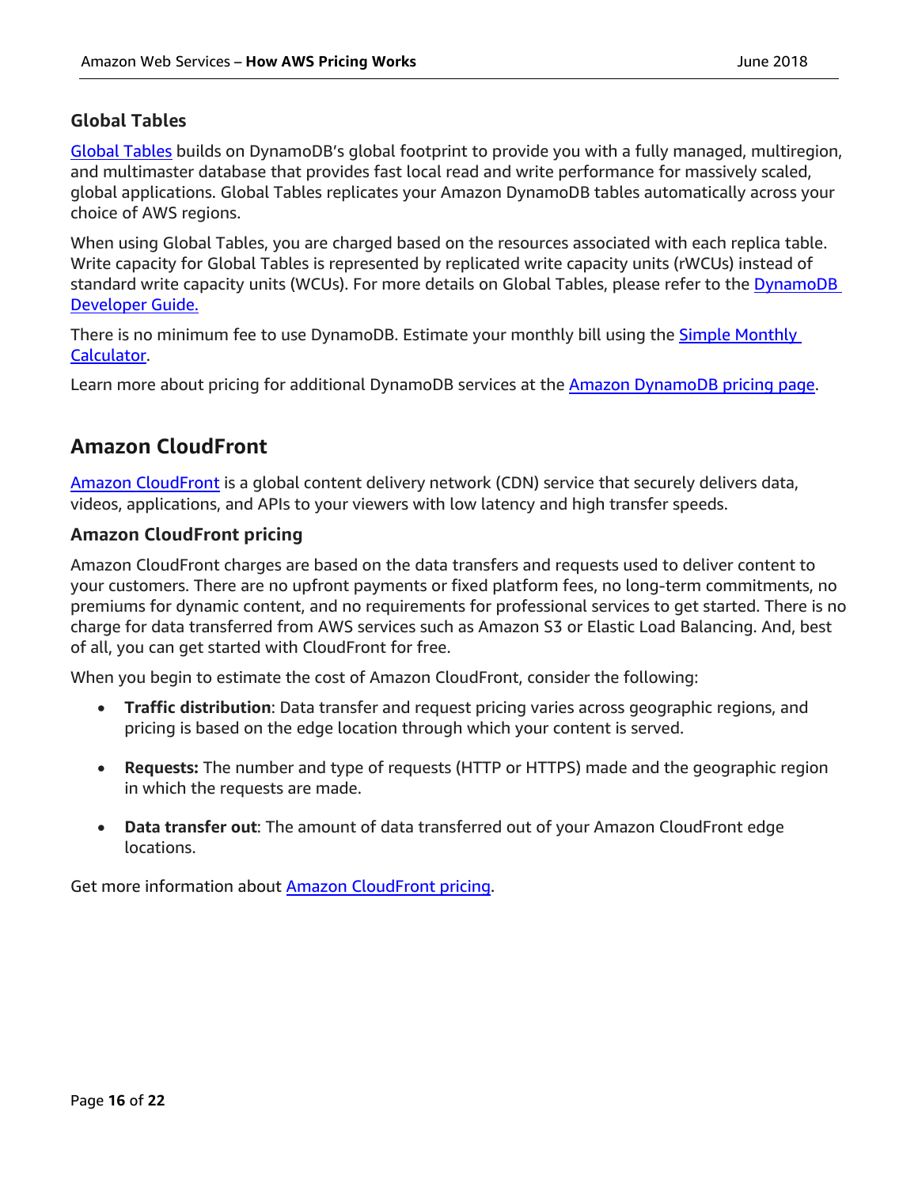### Global Tables

Global Tables builds on DynamoDB's global footprint to provide you with a fully managed, multiregion, and multimaster database that provides fast local read and write performance for massively scaled, global applications. Global Tables replicates your Amazon DynamoDB tables automatically across your choice of AWS regions.

When using Global Tables, you are charged based on the resources associated with each replica table. Write capacity for Global Tables is represented by replicated write capacity units (rWCUs) instead of standard write capacity units (WCUs). For more details on Global Tables, please refer to the DynamoDB Developer Guide.

There is no minimum fee to use DynamoDB. Estimate your monthly bill using the Simple Monthly Calculator.

Learn more about pricing for additional DynamoDB services at the Amazon DynamoDB pricing page.

## Amazon CloudFront

Amazon CloudFront is a global content delivery network (CDN) service that securely delivers data, videos, applications, and APIs to your viewers with low latency and high transfer speeds.

### Amazon CloudFront pricing

Amazon CloudFront charges are based on the data transfers and requests used to deliver content to your customers. There are no upfront payments or fixed platform fees, no long-term commitments, no premiums for dynamic content, and no requirements for professional services to get started. There is no charge for data transferred from AWS services such as Amazon S3 or Elastic Load Balancing. And, best of all, you can get started with CloudFront for free.

When you begin to estimate the cost of Amazon CloudFront, consider the following:

- **Traffic distribution**: Data transfer and request pricing varies across geographic regions, and pricing is based on the edge location through which your content is served.
- **Requests:** The number and type of requests (HTTP or HTTPS) made and the geographic region in which the requests are made.
- **Data transfer out**: The amount of data transferred out of your Amazon CloudFront edge locations.

Get more information about Amazon CloudFront pricing.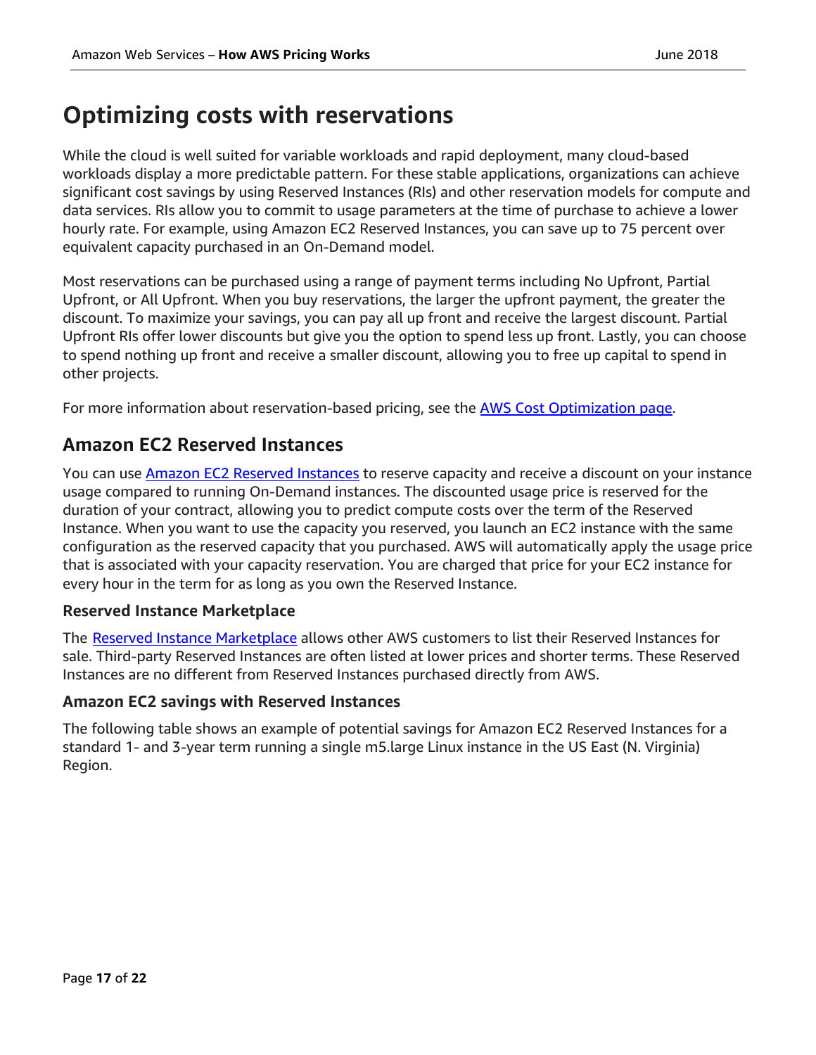# Optimizing costs with reservations

While the cloud is well suited for variable workloads and rapid deployment, many cloud-based workloads display a more predictable pattern. For these stable applications, organizations can achieve significant cost savings by using Reserved Instances (RIs) and other reservation models for compute and data services. RIs allow you to commit to usage parameters at the time of purchase to achieve a lower hourly rate. For example, using Amazon EC2 Reserved Instances, you can save up to 75 percent over equivalent capacity purchased in an On-Demand model.

Most reservations can be purchased using a range of payment terms including No Upfront, Partial Upfront, or All Upfront. When you buy reservations, the larger the upfront payment, the greater the discount. To maximize your savings, you can pay all up front and receive the largest discount. Partial Upfront RIs offer lower discounts but give you the option to spend less up front. Lastly, you can choose to spend nothing up front and receive a smaller discount, allowing you to free up capital to spend in other projects.

For more information about reservation-based pricing, see the AWS Cost Optimization page.

## Amazon EC2 Reserved Instances

You can use Amazon EC2 Reserved Instances to reserve capacity and receive a discount on your instance usage compared to running On-Demand instances. The discounted usage price is reserved for the duration of your contract, allowing you to predict compute costs over the term of the Reserved Instance. When you want to use the capacity you reserved, you launch an EC2 instance with the same configuration as the reserved capacity that you purchased. AWS will automatically apply the usage price that is associated with your capacity reservation. You are charged that price for your EC2 instance for every hour in the term for as long as you own the Reserved Instance.

### Reserved Instance Marketplace

The Reserved Instance Marketplace allows other AWS customers to list their Reserved Instances for sale. Third-party Reserved Instances are often listed at lower prices and shorter terms. These Reserved Instances are no different from Reserved Instances purchased directly from AWS.

### Amazon EC2 savings with Reserved Instances

The following table shows an example of potential savings for Amazon EC2 Reserved Instances for a standard 1- and 3-year term running a single m5.large Linux instance in the US East (N. Virginia) Region.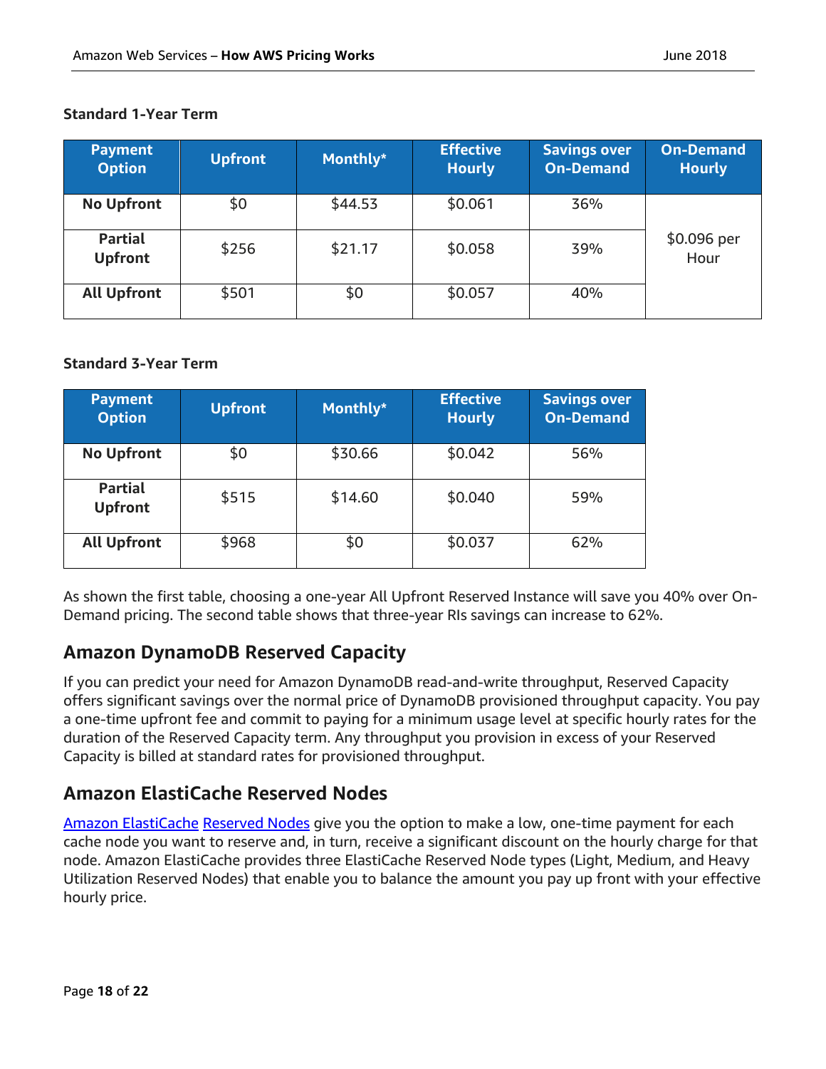**Standard 1-Year Term**

| Payment Option | Upfront | Monthly* | Effective Hourly | Savings over On-Demand | On-Demand Hourly |
|---|---|---|---|---|---|
| **No Upfront** | $0 | $44.53 | $0.061 | 36% | $0.096 per Hour |
| **Partial Upfront** | $256 | $21.17 | $0.058 | 39% | |
| **All Upfront** | $501 | $0 | $0.057 | 40% | |

**Standard 3-Year Term**

| Payment Option | Upfront | Monthly* | Effective Hourly | Savings over On-Demand |
|---|---|---|---|---|
| **No Upfront** | $0 | $30.66 | $0.042 | 56% |
| **Partial Upfront** | $515 | $14.60 | $0.040 | 59% |
| **All Upfront** | $968 | $0 | $0.037 | 62% |

As shown the first table, choosing a one-year All Upfront Reserved Instance will save you 40% over On-Demand pricing. The second table shows that three-year RIs savings can increase to 62%.

## Amazon DynamoDB Reserved Capacity

If you can predict your need for Amazon DynamoDB read-and-write throughput, Reserved Capacity offers significant savings over the normal price of DynamoDB provisioned throughput capacity. You pay a one-time upfront fee and commit to paying for a minimum usage level at specific hourly rates for the duration of the Reserved Capacity term. Any throughput you provision in excess of your Reserved Capacity is billed at standard rates for provisioned throughput.

## Amazon ElastiCache Reserved Nodes

Amazon ElastiCache Reserved Nodes give you the option to make a low, one-time payment for each cache node you want to reserve and, in turn, receive a significant discount on the hourly charge for that node. Amazon ElastiCache provides three ElastiCache Reserved Node types (Light, Medium, and Heavy Utilization Reserved Nodes) that enable you to balance the amount you pay up front with your effective hourly price.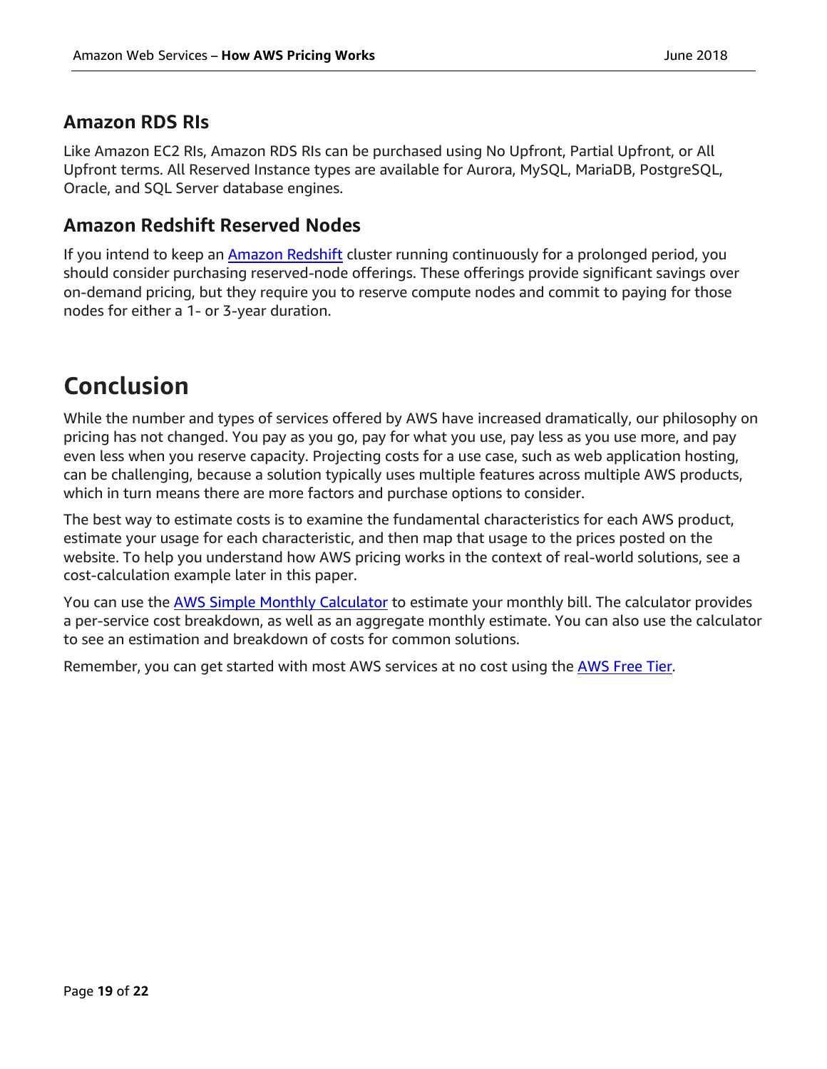### Amazon RDS RIs

Like Amazon EC2 RIs, Amazon RDS RIs can be purchased using No Upfront, Partial Upfront, or All Upfront terms. All Reserved Instance types are available for Aurora, MySQL, MariaDB, PostgreSQL, Oracle, and SQL Server database engines.

### Amazon Redshift Reserved Nodes

If you intend to keep an Amazon Redshift cluster running continuously for a prolonged period, you should consider purchasing reserved-node offerings. These offerings provide significant savings over on-demand pricing, but they require you to reserve compute nodes and commit to paying for those nodes for either a 1- or 3-year duration.

# Conclusion

While the number and types of services offered by AWS have increased dramatically, our philosophy on pricing has not changed. You pay as you go, pay for what you use, pay less as you use more, and pay even less when you reserve capacity. Projecting costs for a use case, such as web application hosting, can be challenging, because a solution typically uses multiple features across multiple AWS products, which in turn means there are more factors and purchase options to consider.

The best way to estimate costs is to examine the fundamental characteristics for each AWS product, estimate your usage for each characteristic, and then map that usage to the prices posted on the website. To help you understand how AWS pricing works in the context of real-world solutions, see a cost-calculation example later in this paper.

You can use the AWS Simple Monthly Calculator to estimate your monthly bill. The calculator provides a per-service cost breakdown, as well as an aggregate monthly estimate. You can also use the calculator to see an estimation and breakdown of costs for common solutions.

Remember, you can get started with most AWS services at no cost using the AWS Free Tier.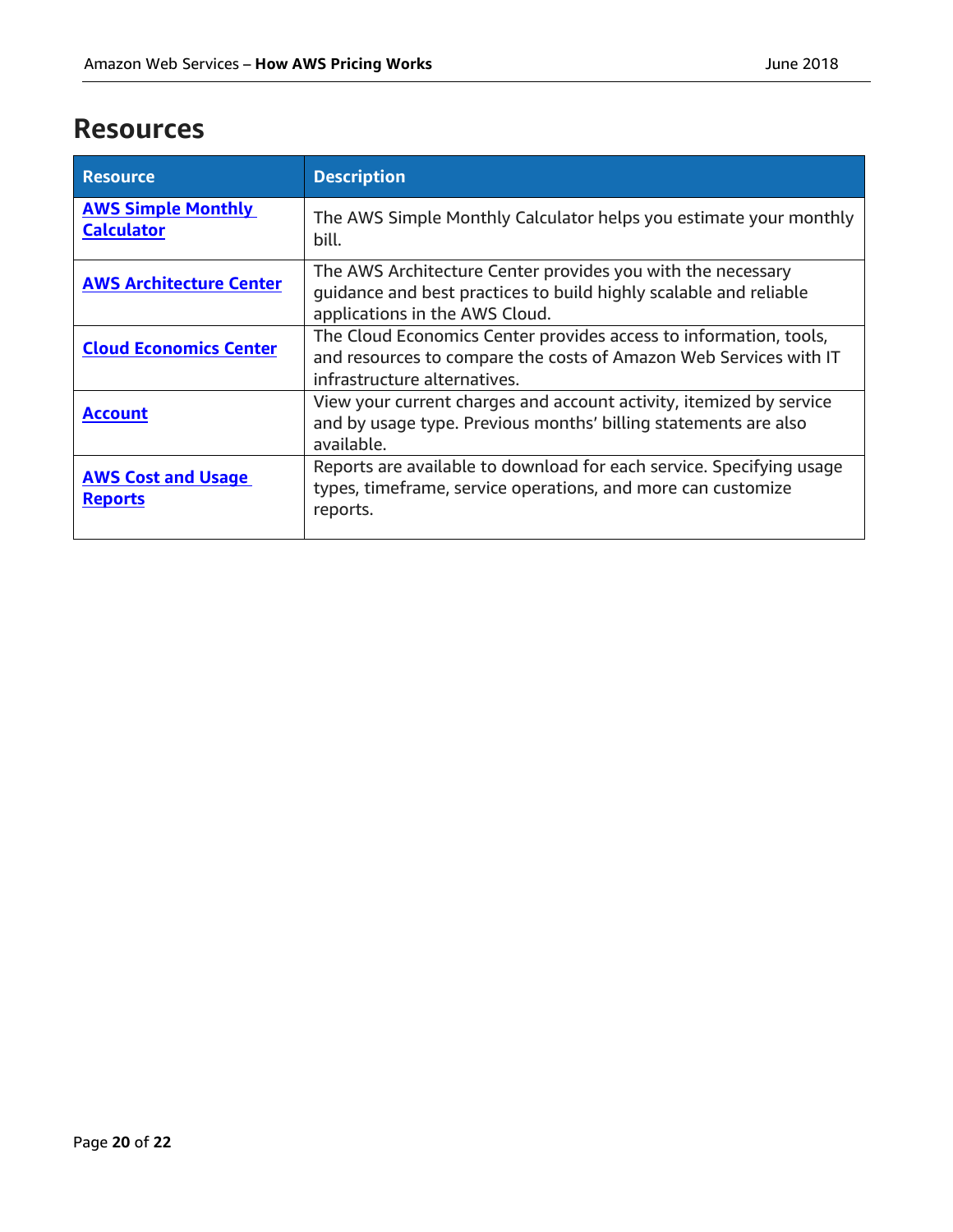# Resources

| Resource | Description |
| --- | --- |
| **AWS Simple Monthly Calculator** | The AWS Simple Monthly Calculator helps you estimate your monthly bill. |
| **AWS Architecture Center** | The AWS Architecture Center provides you with the necessary guidance and best practices to build highly scalable and reliable applications in the AWS Cloud. |
| **Cloud Economics Center** | The Cloud Economics Center provides access to information, tools, and resources to compare the costs of Amazon Web Services with IT infrastructure alternatives. |
| **Account** | View your current charges and account activity, itemized by service and by usage type. Previous months' billing statements are also available. |
| **AWS Cost and Usage Reports** | Reports are available to download for each service. Specifying usage types, timeframe, service operations, and more can customize reports. |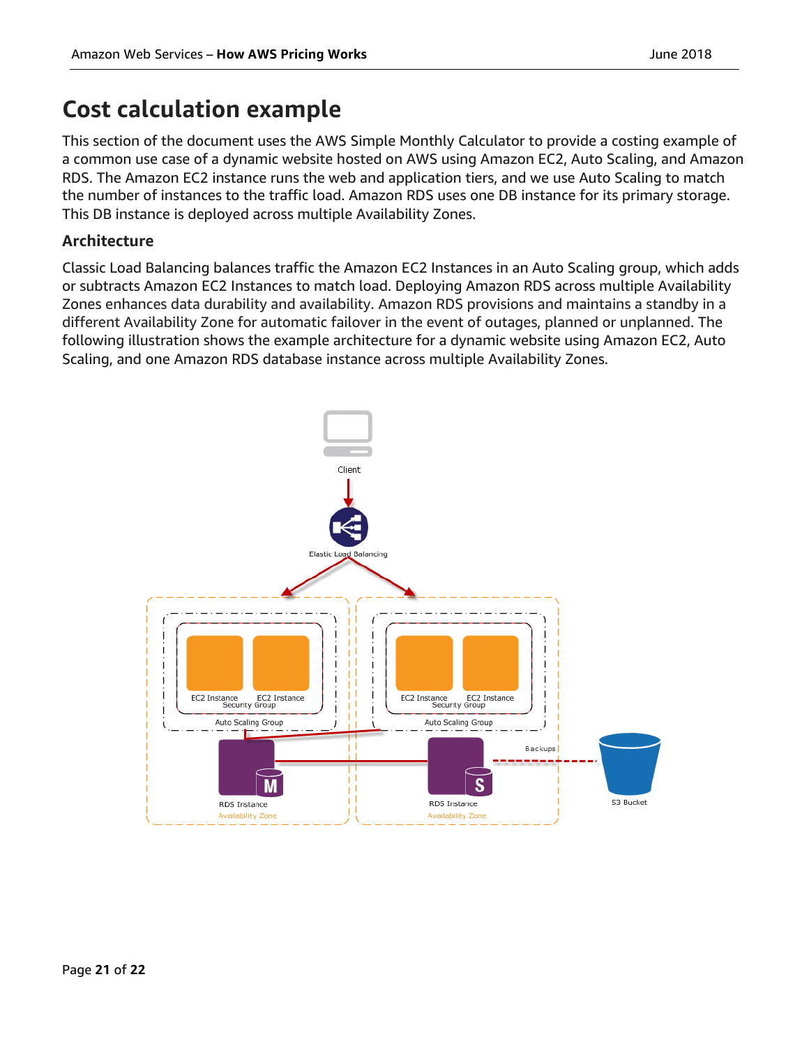# Cost calculation example

This section of the document uses the AWS Simple Monthly Calculator to provide a costing example of a common use case of a dynamic website hosted on AWS using Amazon EC2, Auto Scaling, and Amazon RDS. The Amazon EC2 instance runs the web and application tiers, and we use Auto Scaling to match the number of instances to the traffic load. Amazon RDS uses one DB instance for its primary storage. This DB instance is deployed across multiple Availability Zones.

## Architecture

Classic Load Balancing balances traffic the Amazon EC2 Instances in an Auto Scaling group, which adds or subtracts Amazon EC2 Instances to match load. Deploying Amazon RDS across multiple Availability Zones enhances data durability and availability. Amazon RDS provisions and maintains a standby in a different Availability Zone for automatic failover in the event of outages, planned or unplanned. The following illustration shows the example architecture for a dynamic website using Amazon EC2, Auto Scaling, and one Amazon RDS database instance across multiple Availability Zones.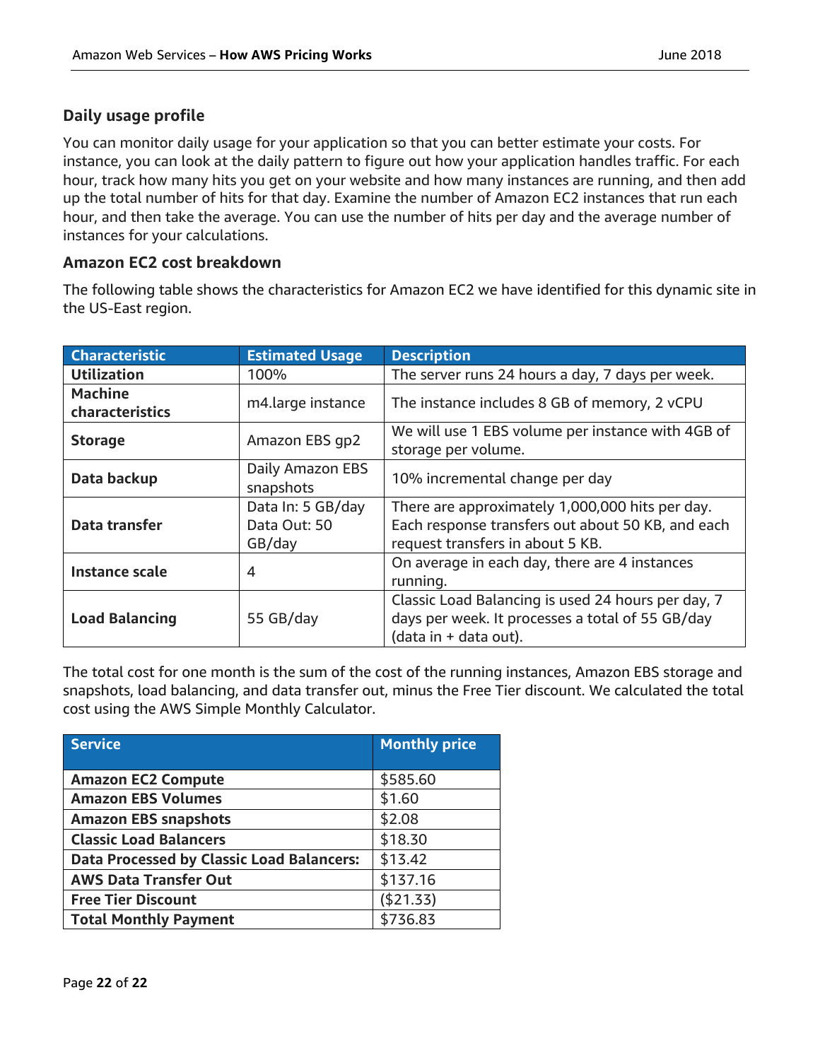### Daily usage profile

You can monitor daily usage for your application so that you can better estimate your costs. For instance, you can look at the daily pattern to figure out how your application handles traffic. For each hour, track how many hits you get on your website and how many instances are running, and then add up the total number of hits for that day. Examine the number of Amazon EC2 instances that run each hour, and then take the average. You can use the number of hits per day and the average number of instances for your calculations.

### Amazon EC2 cost breakdown

The following table shows the characteristics for Amazon EC2 we have identified for this dynamic site in the US-East region.

| Characteristic | Estimated Usage | Description |
|---|---|---|
| **Utilization** | 100% | The server runs 24 hours a day, 7 days per week. |
| **Machine characteristics** | m4.large instance | The instance includes 8 GB of memory, 2 vCPU |
| **Storage** | Amazon EBS gp2 | We will use 1 EBS volume per instance with 4GB of storage per volume. |
| **Data backup** | Daily Amazon EBS snapshots | 10% incremental change per day |
| **Data transfer** | Data In: 5 GB/day Data Out: 50 GB/day | There are approximately 1,000,000 hits per day. Each response transfers out about 50 KB, and each request transfers in about 5 KB. |
| **Instance scale** | 4 | On average in each day, there are 4 instances running. |
| **Load Balancing** | 55 GB/day | Classic Load Balancing is used 24 hours per day, 7 days per week. It processes a total of 55 GB/day (data in + data out). |

The total cost for one month is the sum of the cost of the running instances, Amazon EBS storage and snapshots, load balancing, and data transfer out, minus the Free Tier discount. We calculated the total cost using the AWS Simple Monthly Calculator.

| Service | Monthly price |
|---|---|
| **Amazon EC2 Compute** | $585.60 |
| **Amazon EBS Volumes** | $1.60 |
| **Amazon EBS snapshots** | $2.08 |
| **Classic Load Balancers** | $18.30 |
| **Data Processed by Classic Load Balancers:** | $13.42 |
| **AWS Data Transfer Out** | $137.16 |
| **Free Tier Discount** | ($21.33) |
| **Total Monthly Payment** | $736.83 |